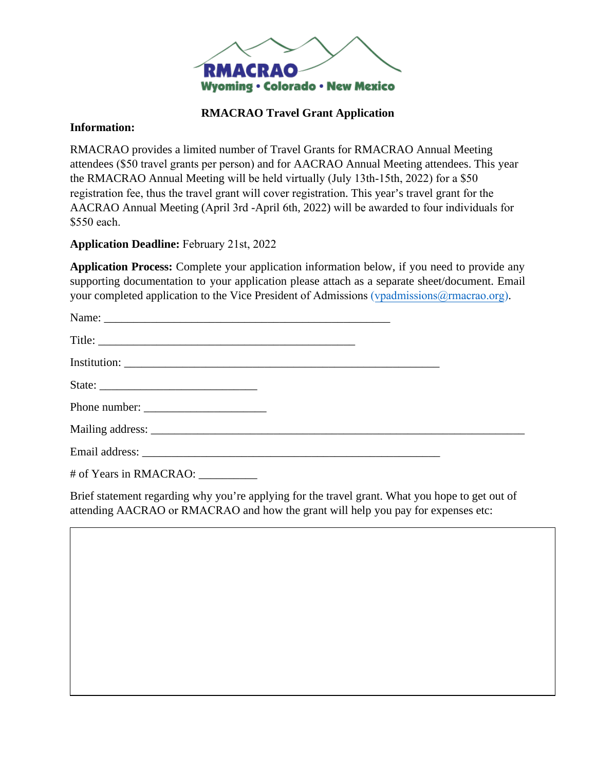RMACRAO
Wyoming • Colorado • New Mexico

## RMACRAO Travel Grant Application

**Information:**

RMACRAO provides a limited number of Travel Grants for RMACRAO Annual Meeting attendees ($50 travel grants per person) and for AACRAO Annual Meeting attendees. This year the RMACRAO Annual Meeting will be held virtually (July 13th-15th, 2022) for a $50 registration fee, thus the travel grant will cover registration. This year's travel grant for the AACRAO Annual Meeting (April 3rd -April 6th, 2022) will be awarded to four individuals for $550 each.

**Application Deadline:** February 21st, 2022

**Application Process:** Complete your application information below, if you need to provide any supporting documentation to your application please attach as a separate sheet/document. Email your completed application to the Vice President of Admissions (vpadmissions@rmacrao.org).

Name: ______________________________________________

Title: ____________________________________________

Institution: _____________________________________________________

State: ___________________________

Phone number: _____________________

Mailing address: _______________________________________________________________

Email address: ___________________________________________________

# of Years in RMACRAO: __________

Brief statement regarding why you're applying for the travel grant. What you hope to get out of attending AACRAO or RMACRAO and how the grant will help you pay for expenses etc:

| |
|---|
| |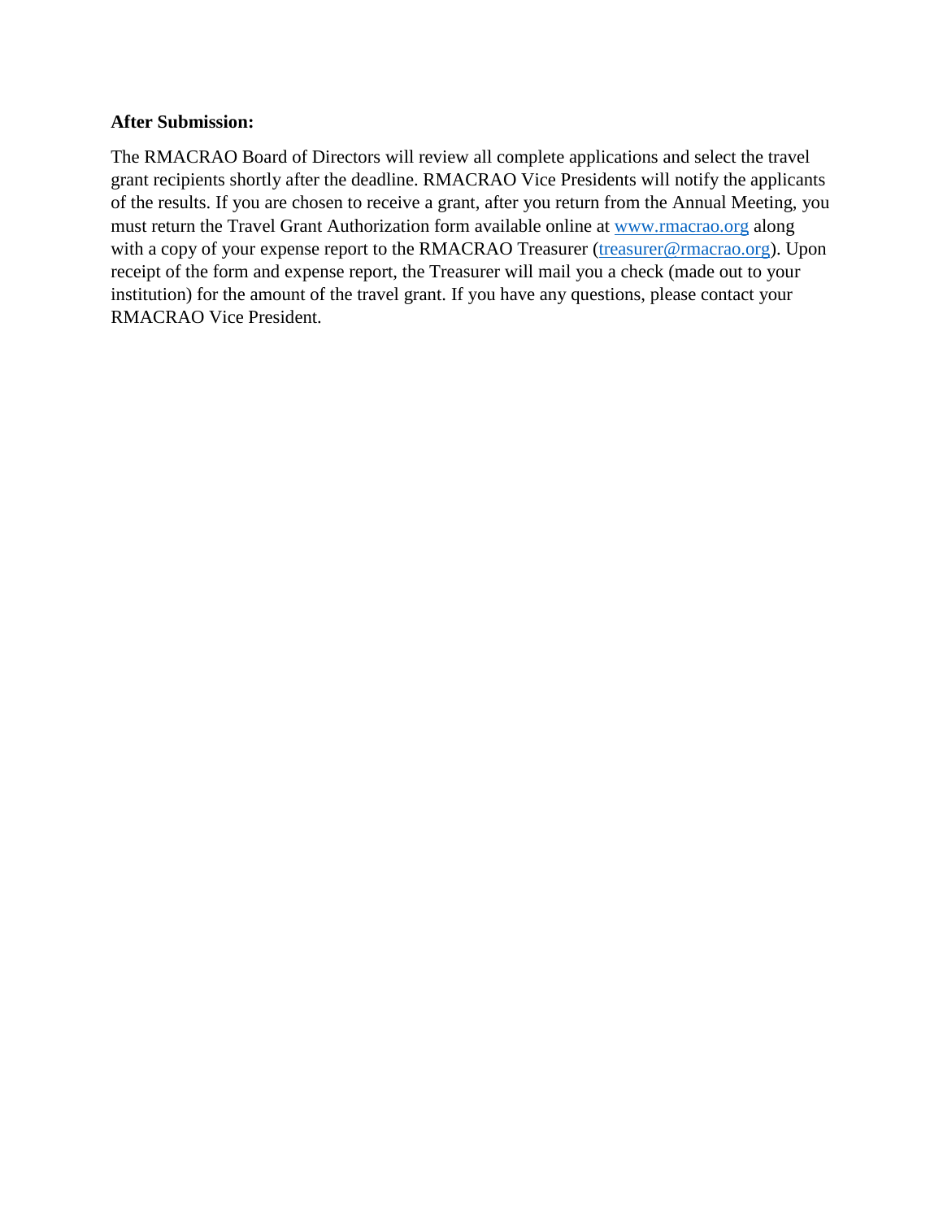**After Submission:**

The RMACRAO Board of Directors will review all complete applications and select the travel grant recipients shortly after the deadline. RMACRAO Vice Presidents will notify the applicants of the results. If you are chosen to receive a grant, after you return from the Annual Meeting, you must return the Travel Grant Authorization form available online at [www.rmacrao.org](http://www.rmacrao.org) along with a copy of your expense report to the RMACRAO Treasurer ([treasurer@rmacrao.org](mailto:treasurer@rmacrao.org)). Upon receipt of the form and expense report, the Treasurer will mail you a check (made out to your institution) for the amount of the travel grant. If you have any questions, please contact your RMACRAO Vice President.